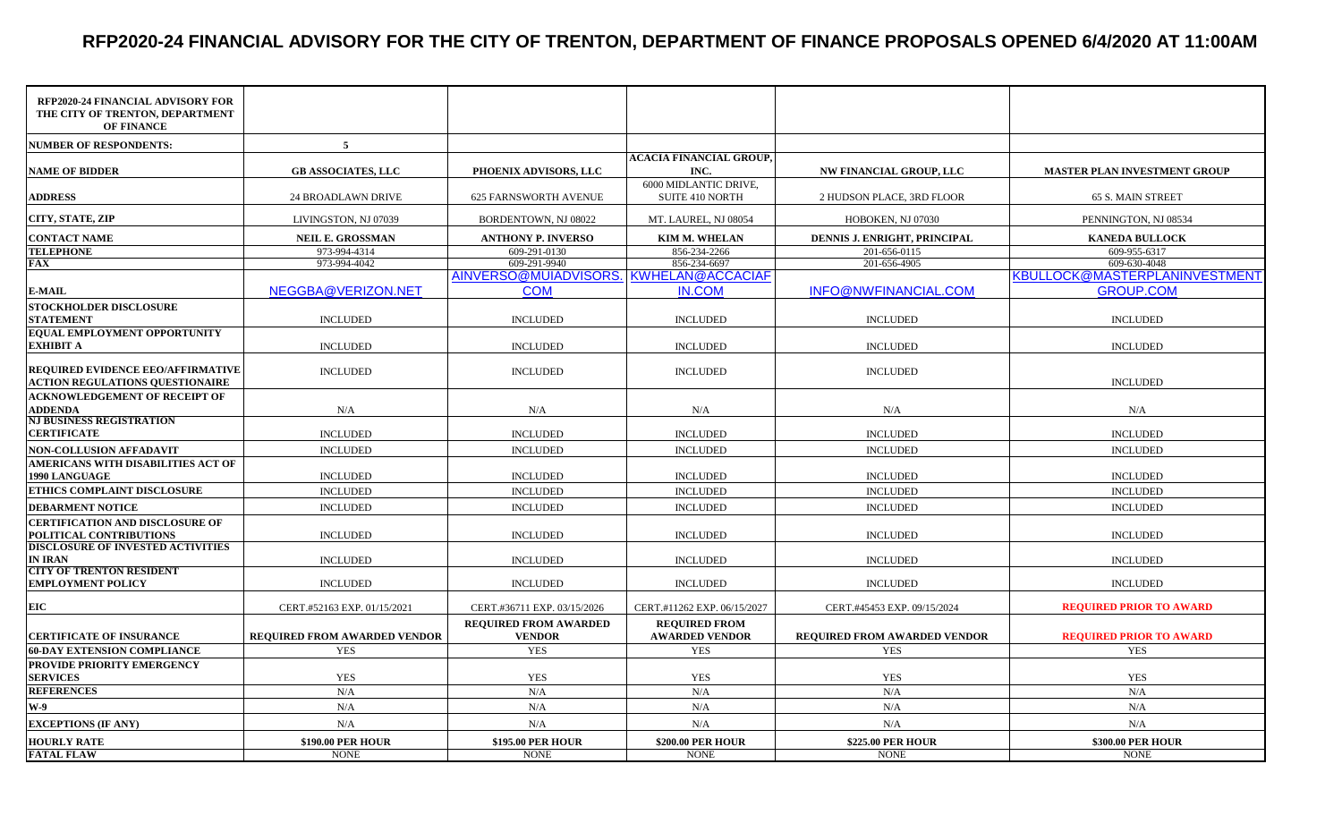# RFP2020-24 FINANCIAL ADVISORY FOR THE CITY OF TRENTON, DEPARTMENT OF FINANCE PROPOSALS OPENED 6/4/2020 AT 11:00AM

| RFP2020-24 FINANCIAL ADVISORY FOR THE CITY OF TRENTON, DEPARTMENT OF FINANCE | | | | | |
|---|---|---|---|---|---|
| NUMBER OF RESPONDENTS: | 5 | | | | |
| NAME OF BIDDER | GB ASSOCIATES, LLC | PHOENIX ADVISORS, LLC | ACACIA FINANCIAL GROUP, INC. | NW FINANCIAL GROUP, LLC | MASTER PLAN INVESTMENT GROUP |
| ADDRESS | 24 BROADLAWN DRIVE | 625 FARNSWORTH AVENUE | 6000 MIDLANTIC DRIVE, SUITE 410 NORTH | 2 HUDSON PLACE, 3RD FLOOR | 65 S. MAIN STREET |
| CITY, STATE, ZIP | LIVINGSTON, NJ 07039 | BORDENTOWN, NJ 08022 | MT. LAUREL, NJ 08054 | HOBOKEN, NJ 07030 | PENNINGTON, NJ 08534 |
| CONTACT NAME | NEIL E. GROSSMAN | ANTHONY P. INVERSO | KIM M. WHELAN | DENNIS J. ENRIGHT, PRINCIPAL | KANEDA BULLOCK |
| TELEPHONE | 973-994-4314 | 609-291-0130 | 856-234-2266 | 201-656-0115 | 609-955-6317 |
| FAX | 973-994-4042 | 609-291-9940 | 856-234-6697 | 201-656-4905 | 609-630-4048 |
| E-MAIL | NEGGBA@VERIZON.NET | AINVERSO@MUIADVISORS.COM | KWHELAN@ACCACIAFIN.COM | INFO@NWFINANCIAL.COM | KBULLOCK@MASTERPLANINVESTMENTGROUP.COM |
| STOCKHOLDER DISCLOSURE STATEMENT | INCLUDED | INCLUDED | INCLUDED | INCLUDED | INCLUDED |
| EQUAL EMPLOYMENT OPPORTUNITY EXHIBIT A | INCLUDED | INCLUDED | INCLUDED | INCLUDED | INCLUDED |
| REQUIRED EVIDENCE EEO/AFFIRMATIVE ACTION REGULATIONS QUESTIONAIRE | INCLUDED | INCLUDED | INCLUDED | INCLUDED | INCLUDED |
| ACKNOWLEDGEMENT OF RECEIPT OF ADDENDA | N/A | N/A | N/A | N/A | N/A |
| NJ BUSINESS REGISTRATION CERTIFICATE | INCLUDED | INCLUDED | INCLUDED | INCLUDED | INCLUDED |
| NON-COLLUSION AFFADAVIT | INCLUDED | INCLUDED | INCLUDED | INCLUDED | INCLUDED |
| AMERICANS WITH DISABILITIES ACT OF 1990 LANGUAGE | INCLUDED | INCLUDED | INCLUDED | INCLUDED | INCLUDED |
| ETHICS COMPLAINT DISCLOSURE | INCLUDED | INCLUDED | INCLUDED | INCLUDED | INCLUDED |
| DEBARMENT NOTICE | INCLUDED | INCLUDED | INCLUDED | INCLUDED | INCLUDED |
| CERTIFICATION AND DISCLOSURE OF POLITICAL CONTRIBUTIONS | INCLUDED | INCLUDED | INCLUDED | INCLUDED | INCLUDED |
| DISCLOSURE OF INVESTED ACTIVITIES IN IRAN | INCLUDED | INCLUDED | INCLUDED | INCLUDED | INCLUDED |
| CITY OF TRENTON RESIDENT EMPLOYMENT POLICY | INCLUDED | INCLUDED | INCLUDED | INCLUDED | INCLUDED |
| EIC | CERT.#52163 EXP. 01/15/2021 | CERT.#36711 EXP. 03/15/2026 | CERT.#11262 EXP. 06/15/2027 | CERT.#45453 EXP. 09/15/2024 | REQUIRED PRIOR TO AWARD |
| CERTIFICATE OF INSURANCE | REQUIRED FROM AWARDED VENDOR | REQUIRED FROM AWARDED VENDOR | REQUIRED FROM AWARDED VENDOR | REQUIRED FROM AWARDED VENDOR | REQUIRED PRIOR TO AWARD |
| 60-DAY EXTENSION COMPLIANCE | YES | YES | YES | YES | YES |
| PROVIDE PRIORITY EMERGENCY SERVICES | YES | YES | YES | YES | YES |
| REFERENCES | N/A | N/A | N/A | N/A | N/A |
| W-9 | N/A | N/A | N/A | N/A | N/A |
| EXCEPTIONS (IF ANY) | N/A | N/A | N/A | N/A | N/A |
| HOURLY RATE | $190.00 PER HOUR | $195.00 PER HOUR | $200.00 PER HOUR | $225.00 PER HOUR | $300.00 PER HOUR |
| FATAL FLAW | NONE | NONE | NONE | NONE | NONE |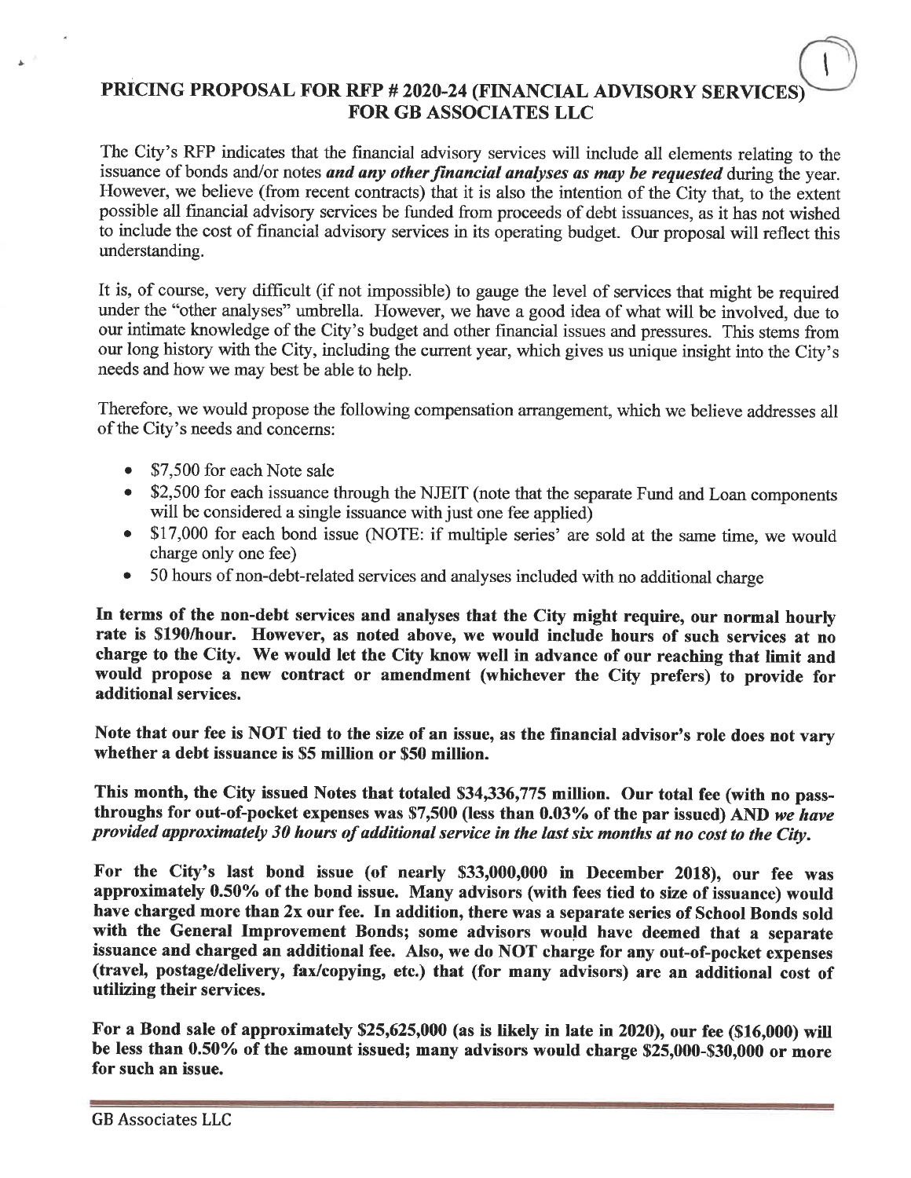# PRICING PROPOSAL FOR RFP # 2020-24 (FINANCIAL ADVISORY SERVICES) FOR GB ASSOCIATES LLC

The City's RFP indicates that the financial advisory services will include all elements relating to the issuance of bonds and/or notes ***and any other financial analyses as may be requested*** during the year. However, we believe (from recent contracts) that it is also the intention of the City that, to the extent possible all financial advisory services be funded from proceeds of debt issuances, as it has not wished to include the cost of financial advisory services in its operating budget. Our proposal will reflect this understanding.

It is, of course, very difficult (if not impossible) to gauge the level of services that might be required under the "other analyses" umbrella. However, we have a good idea of what will be involved, due to our intimate knowledge of the City's budget and other financial issues and pressures. This stems from our long history with the City, including the current year, which gives us unique insight into the City's needs and how we may best be able to help.

Therefore, we would propose the following compensation arrangement, which we believe addresses all of the City's needs and concerns:

- $7,500 for each Note sale
- $2,500 for each issuance through the NJEIT (note that the separate Fund and Loan components will be considered a single issuance with just one fee applied)
- $17,000 for each bond issue (NOTE: if multiple series' are sold at the same time, we would charge only one fee)
- 50 hours of non-debt-related services and analyses included with no additional charge

**In terms of the non-debt services and analyses that the City might require, our normal hourly rate is $190/hour. However, as noted above, we would include hours of such services at no charge to the City. We would let the City know well in advance of our reaching that limit and would propose a new contract or amendment (whichever the City prefers) to provide for additional services.**

**Note that our fee is NOT tied to the size of an issue, as the financial advisor's role does not vary whether a debt issuance is $5 million or $50 million.**

**This month, the City issued Notes that totaled $34,336,775 million. Our total fee (with no pass-throughs for out-of-pocket expenses was $7,500 (less than 0.03% of the par issued) AND *we have provided approximately 30 hours of additional service in the last six months at no cost to the City.***

**For the City's last bond issue (of nearly $33,000,000 in December 2018), our fee was approximately 0.50% of the bond issue. Many advisors (with fees tied to size of issuance) would have charged more than 2x our fee. In addition, there was a separate series of School Bonds sold with the General Improvement Bonds; some advisors would have deemed that a separate issuance and charged an additional fee. Also, we do NOT charge for any out-of-pocket expenses (travel, postage/delivery, fax/copying, etc.) that (for many advisors) are an additional cost of utilizing their services.**

**For a Bond sale of approximately $25,625,000 (as is likely in late in 2020), our fee ($16,000) will be less than 0.50% of the amount issued; many advisors would charge $25,000-$30,000 or more for such an issue.**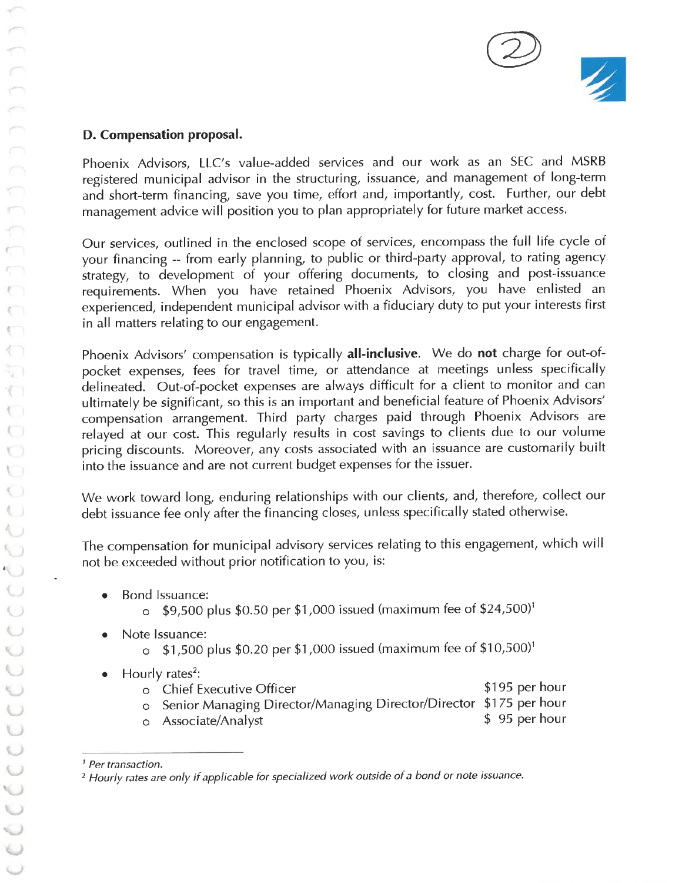## D. Compensation proposal.

Phoenix Advisors, LLC's value-added services and our work as an SEC and MSRB registered municipal advisor in the structuring, issuance, and management of long-term and short-term financing, save you time, effort and, importantly, cost. Further, our debt management advice will position you to plan appropriately for future market access.

Our services, outlined in the enclosed scope of services, encompass the full life cycle of your financing -- from early planning, to public or third-party approval, to rating agency strategy, to development of your offering documents, to closing and post-issuance requirements. When you have retained Phoenix Advisors, you have enlisted an experienced, independent municipal advisor with a fiduciary duty to put your interests first in all matters relating to our engagement.

Phoenix Advisors' compensation is typically **all-inclusive**. We do **not** charge for out-of-pocket expenses, fees for travel time, or attendance at meetings unless specifically delineated. Out-of-pocket expenses are always difficult for a client to monitor and can ultimately be significant, so this is an important and beneficial feature of Phoenix Advisors' compensation arrangement. Third party charges paid through Phoenix Advisors are relayed at our cost. This regularly results in cost savings to clients due to our volume pricing discounts. Moreover, any costs associated with an issuance are customarily built into the issuance and are not current budget expenses for the issuer.

We work toward long, enduring relationships with our clients, and, therefore, collect our debt issuance fee only after the financing closes, unless specifically stated otherwise.

The compensation for municipal advisory services relating to this engagement, which will not be exceeded without prior notification to you, is:

- Bond Issuance:
  - $9,500 plus $0.50 per $1,000 issued (maximum fee of $24,500)[1]
- Note Issuance:
  - $1,500 plus $0.20 per $1,000 issued (maximum fee of $10,500)[1]
- Hourly rates[2]:
  - Chief Executive Officer $195 per hour
  - Senior Managing Director/Managing Director/Director $175 per hour
  - Associate/Analyst $ 95 per hour

---

[1] *Per transaction.*

[2] *Hourly rates are only if applicable for specialized work outside of a bond or note issuance.*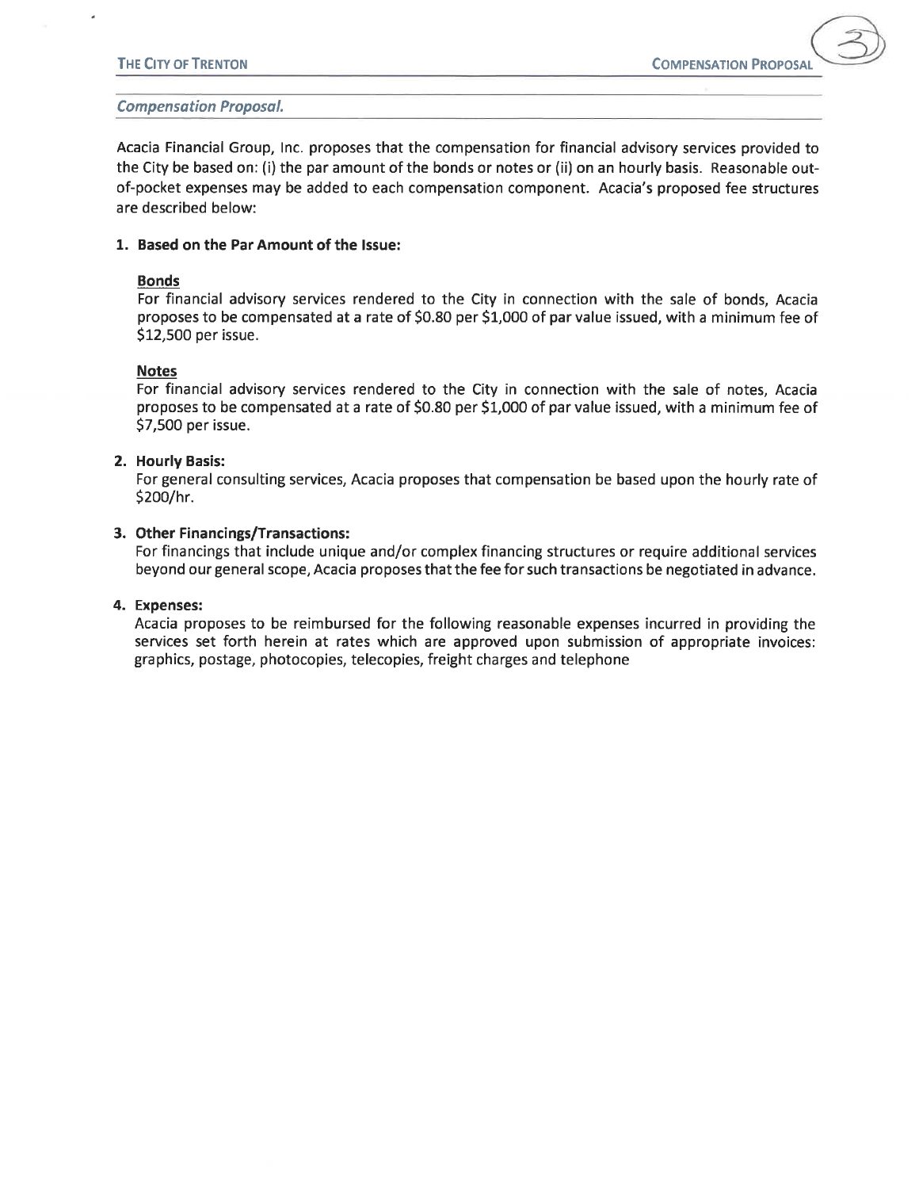*Compensation Proposal.*

Acacia Financial Group, Inc. proposes that the compensation for financial advisory services provided to the City be based on: (i) the par amount of the bonds or notes or (ii) on an hourly basis. Reasonable out-of-pocket expenses may be added to each compensation component. Acacia's proposed fee structures are described below:

**1. Based on the Par Amount of the Issue:**

**Bonds**
For financial advisory services rendered to the City in connection with the sale of bonds, Acacia proposes to be compensated at a rate of $0.80 per $1,000 of par value issued, with a minimum fee of $12,500 per issue.

**Notes**
For financial advisory services rendered to the City in connection with the sale of notes, Acacia proposes to be compensated at a rate of $0.80 per $1,000 of par value issued, with a minimum fee of $7,500 per issue.

**2. Hourly Basis:**
For general consulting services, Acacia proposes that compensation be based upon the hourly rate of $200/hr.

**3. Other Financings/Transactions:**
For financings that include unique and/or complex financing structures or require additional services beyond our general scope, Acacia proposes that the fee for such transactions be negotiated in advance.

**4. Expenses:**
Acacia proposes to be reimbursed for the following reasonable expenses incurred in providing the services set forth herein at rates which are approved upon submission of appropriate invoices: graphics, postage, photocopies, telecopies, freight charges and telephone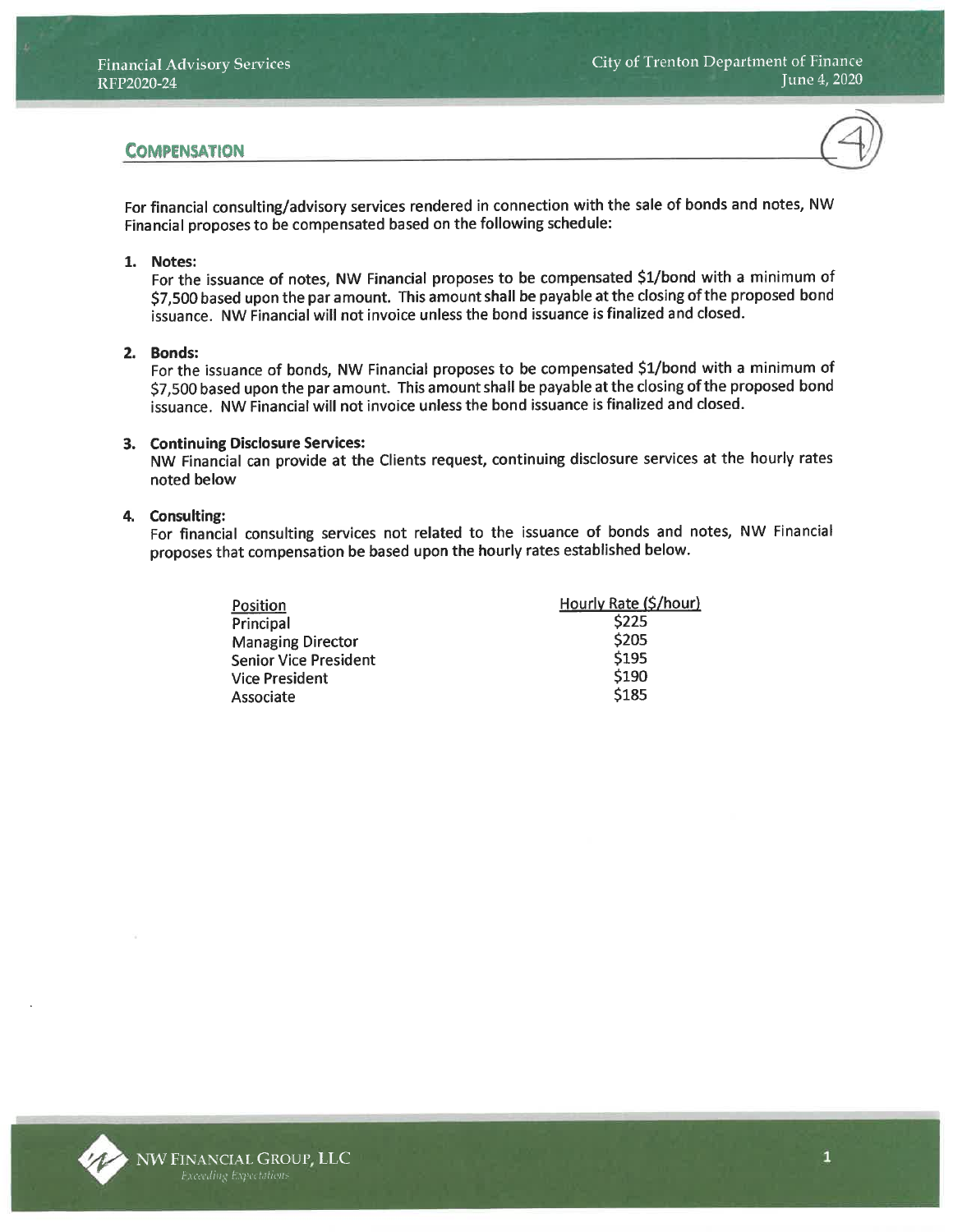## COMPENSATION

For financial consulting/advisory services rendered in connection with the sale of bonds and notes, NW Financial proposes to be compensated based on the following schedule:

1. **Notes:**
   For the issuance of notes, NW Financial proposes to be compensated $1/bond with a minimum of $7,500 based upon the par amount. This amount shall be payable at the closing of the proposed bond issuance. NW Financial will not invoice unless the bond issuance is finalized and closed.

2. **Bonds:**
   For the issuance of bonds, NW Financial proposes to be compensated $1/bond with a minimum of $7,500 based upon the par amount. This amount shall be payable at the closing of the proposed bond issuance. NW Financial will not invoice unless the bond issuance is finalized and closed.

3. **Continuing Disclosure Services:**
   NW Financial can provide at the Clients request, continuing disclosure services at the hourly rates noted below

4. **Consulting:**
   For financial consulting services not related to the issuance of bonds and notes, NW Financial proposes that compensation be based upon the hourly rates established below.

| Position | Hourly Rate ($/hour) |
|---|---|
| Principal | $225 |
| Managing Director | $205 |
| Senior Vice President | $195 |
| Vice President | $190 |
| Associate | $185 |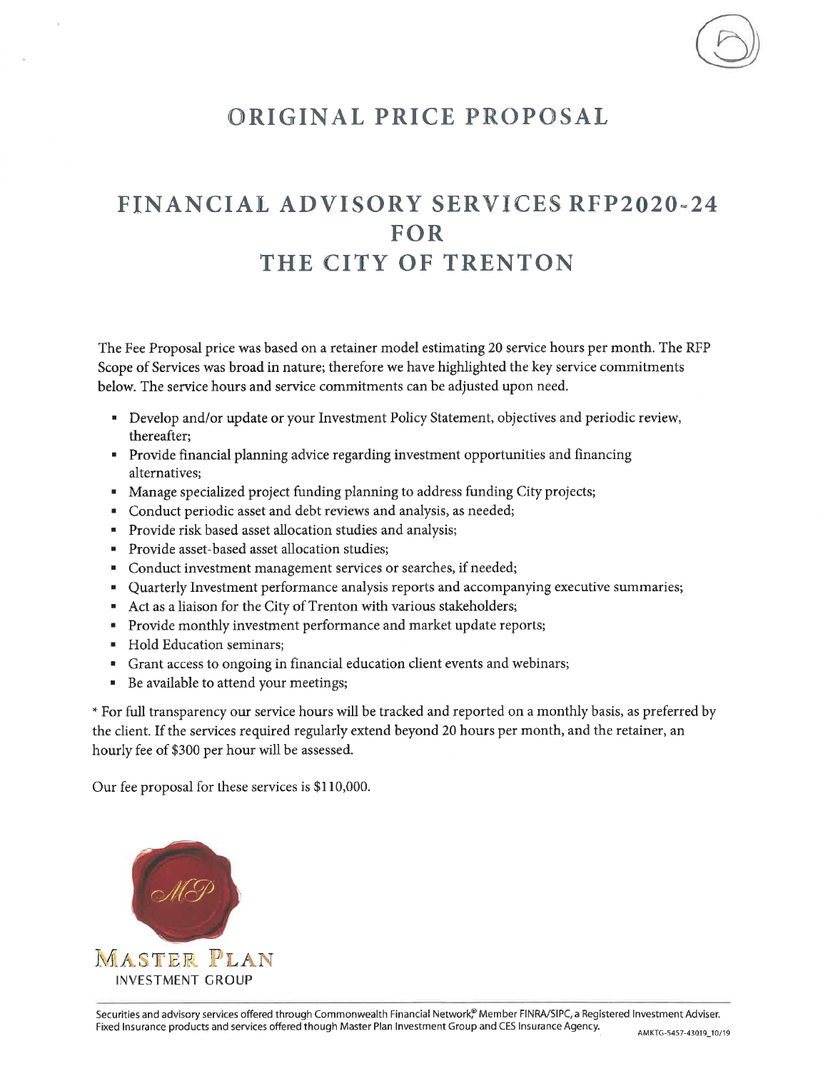# ORIGINAL PRICE PROPOSAL

# FINANCIAL ADVISORY SERVICES RFP2020-24 FOR THE CITY OF TRENTON

The Fee Proposal price was based on a retainer model estimating 20 service hours per month. The RFP Scope of Services was broad in nature; therefore we have highlighted the key service commitments below. The service hours and service commitments can be adjusted upon need.

- Develop and/or update or your Investment Policy Statement, objectives and periodic review, thereafter;
- Provide financial planning advice regarding investment opportunities and financing alternatives;
- Manage specialized project funding planning to address funding City projects;
- Conduct periodic asset and debt reviews and analysis, as needed;
- Provide risk based asset allocation studies and analysis;
- Provide asset-based asset allocation studies;
- Conduct investment management services or searches, if needed;
- Quarterly Investment performance analysis reports and accompanying executive summaries;
- Act as a liaison for the City of Trenton with various stakeholders;
- Provide monthly investment performance and market update reports;
- Hold Education seminars;
- Grant access to ongoing in financial education client events and webinars;
- Be available to attend your meetings;

* For full transparency our service hours will be tracked and reported on a monthly basis, as preferred by the client. If the services required regularly extend beyond 20 hours per month, and the retainer, an hourly fee of $300 per hour will be assessed.

Our fee proposal for these services is $110,000.

MP

MASTER PLAN
INVESTMENT GROUP

Securities and advisory services offered through Commonwealth Financial Network®, Member FINRA/SIPC, a Registered Investment Adviser. Fixed Insurance products and services offered though Master Plan Investment Group and CES Insurance Agency.

AMKTG-5457-43019_10/19